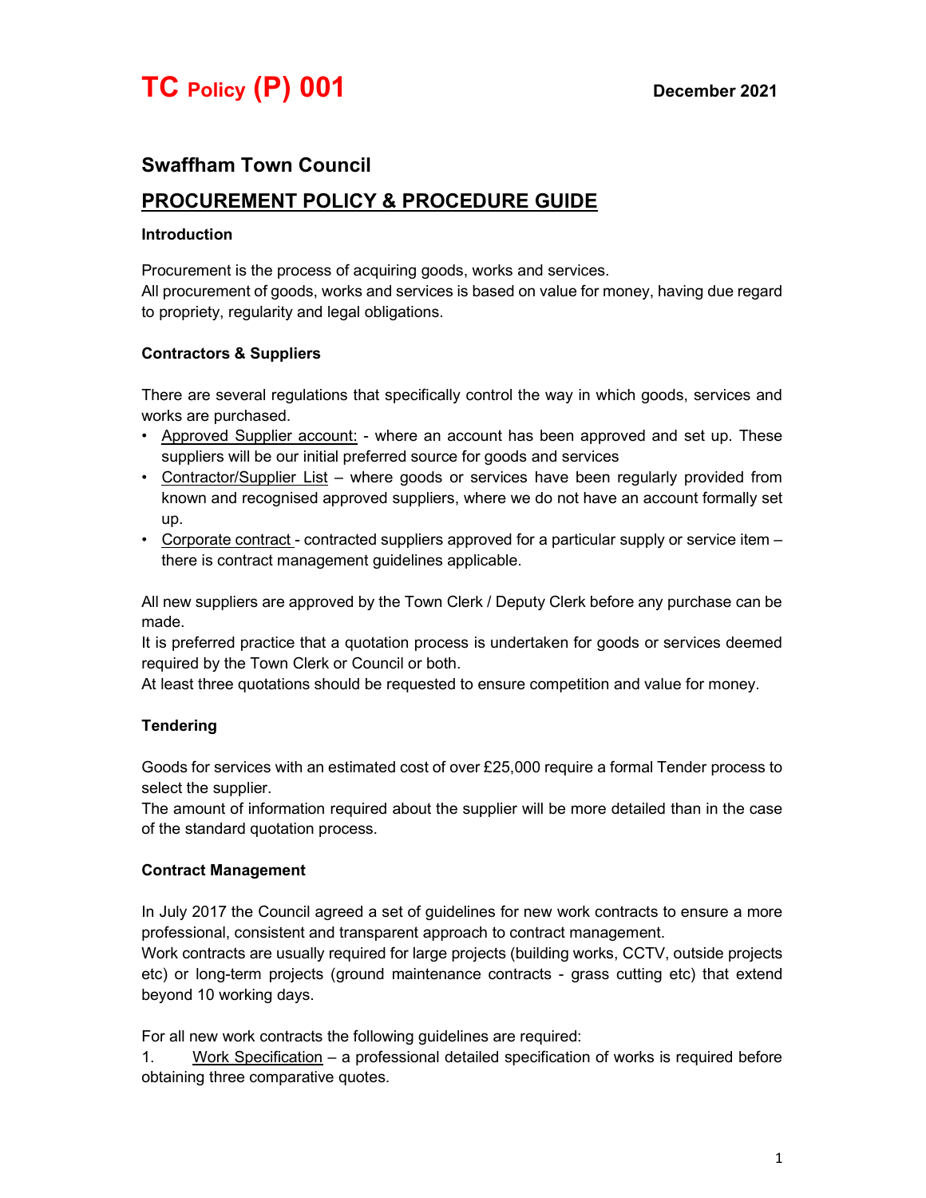# TC Policy (P) 001

**December 2021**

## Swaffham Town Council

## PROCUREMENT POLICY & PROCEDURE GUIDE

### Introduction

Procurement is the process of acquiring goods, works and services.
All procurement of goods, works and services is based on value for money, having due regard to propriety, regularity and legal obligations.

### Contractors & Suppliers

There are several regulations that specifically control the way in which goods, services and works are purchased.

- Approved Supplier account: - where an account has been approved and set up. These suppliers will be our initial preferred source for goods and services
- Contractor/Supplier List – where goods or services have been regularly provided from known and recognised approved suppliers, where we do not have an account formally set up.
- Corporate contract - contracted suppliers approved for a particular supply or service item – there is contract management guidelines applicable.

All new suppliers are approved by the Town Clerk / Deputy Clerk before any purchase can be made.
It is preferred practice that a quotation process is undertaken for goods or services deemed required by the Town Clerk or Council or both.
At least three quotations should be requested to ensure competition and value for money.

### Tendering

Goods for services with an estimated cost of over £25,000 require a formal Tender process to select the supplier.
The amount of information required about the supplier will be more detailed than in the case of the standard quotation process.

### Contract Management

In July 2017 the Council agreed a set of guidelines for new work contracts to ensure a more professional, consistent and transparent approach to contract management.
Work contracts are usually required for large projects (building works, CCTV, outside projects etc) or long-term projects (ground maintenance contracts - grass cutting etc) that extend beyond 10 working days.

For all new work contracts the following guidelines are required:

1. Work Specification – a professional detailed specification of works is required before obtaining three comparative quotes.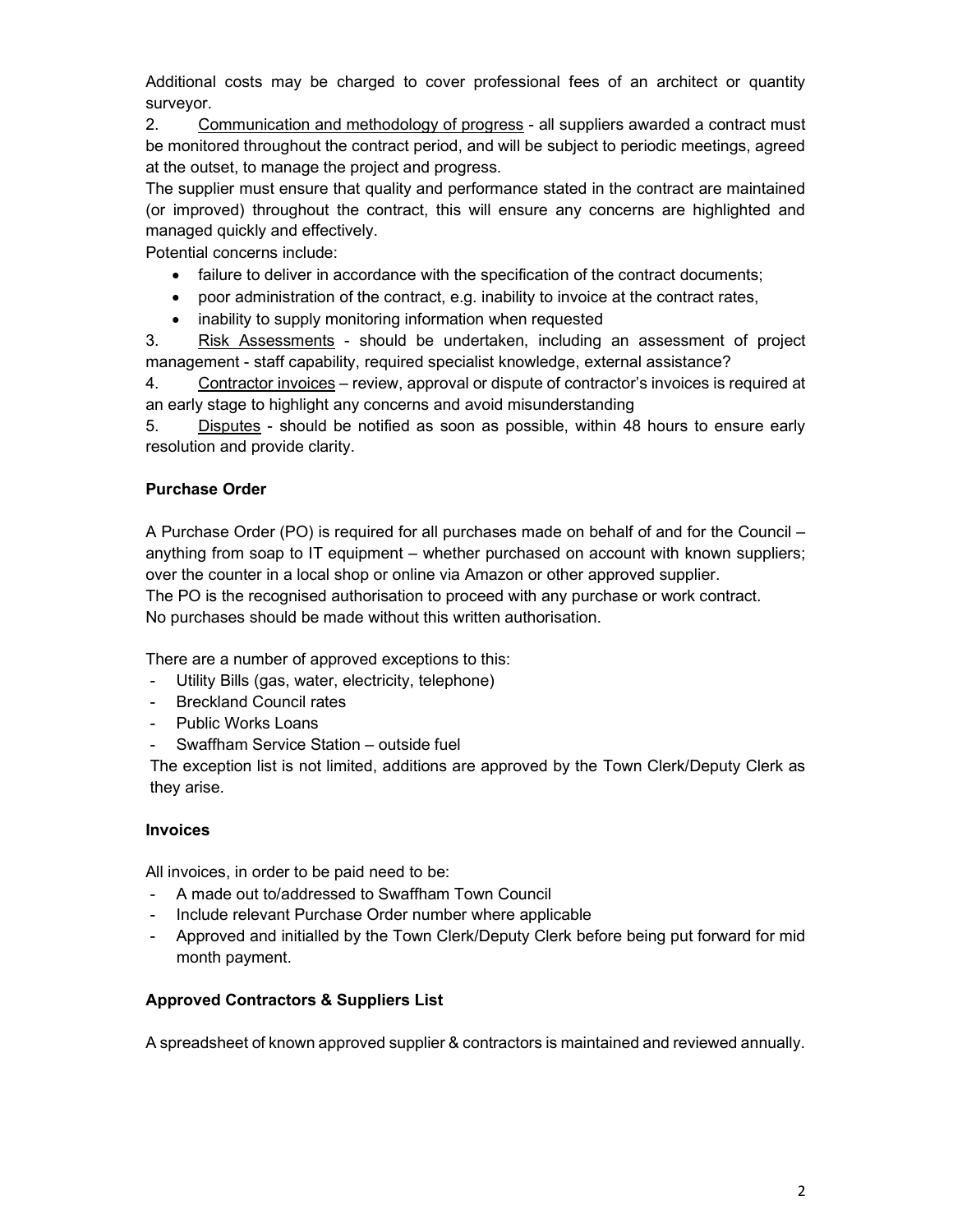Additional costs may be charged to cover professional fees of an architect or quantity surveyor.

2. Communication and methodology of progress - all suppliers awarded a contract must be monitored throughout the contract period, and will be subject to periodic meetings, agreed at the outset, to manage the project and progress.

The supplier must ensure that quality and performance stated in the contract are maintained (or improved) throughout the contract, this will ensure any concerns are highlighted and managed quickly and effectively.

Potential concerns include:

- failure to deliver in accordance with the specification of the contract documents;
- poor administration of the contract, e.g. inability to invoice at the contract rates,
- inability to supply monitoring information when requested

3. Risk Assessments - should be undertaken, including an assessment of project management - staff capability, required specialist knowledge, external assistance?

4. Contractor invoices – review, approval or dispute of contractor's invoices is required at an early stage to highlight any concerns and avoid misunderstanding

5. Disputes - should be notified as soon as possible, within 48 hours to ensure early resolution and provide clarity.

**Purchase Order**

A Purchase Order (PO) is required for all purchases made on behalf of and for the Council – anything from soap to IT equipment – whether purchased on account with known suppliers; over the counter in a local shop or online via Amazon or other approved supplier.

The PO is the recognised authorisation to proceed with any purchase or work contract.

No purchases should be made without this written authorisation.

There are a number of approved exceptions to this:

- Utility Bills (gas, water, electricity, telephone)
- Breckland Council rates
- Public Works Loans
- Swaffham Service Station – outside fuel

The exception list is not limited, additions are approved by the Town Clerk/Deputy Clerk as they arise.

**Invoices**

All invoices, in order to be paid need to be:

- A made out to/addressed to Swaffham Town Council
- Include relevant Purchase Order number where applicable
- Approved and initialled by the Town Clerk/Deputy Clerk before being put forward for mid month payment.

**Approved Contractors & Suppliers List**

A spreadsheet of known approved supplier & contractors is maintained and reviewed annually.